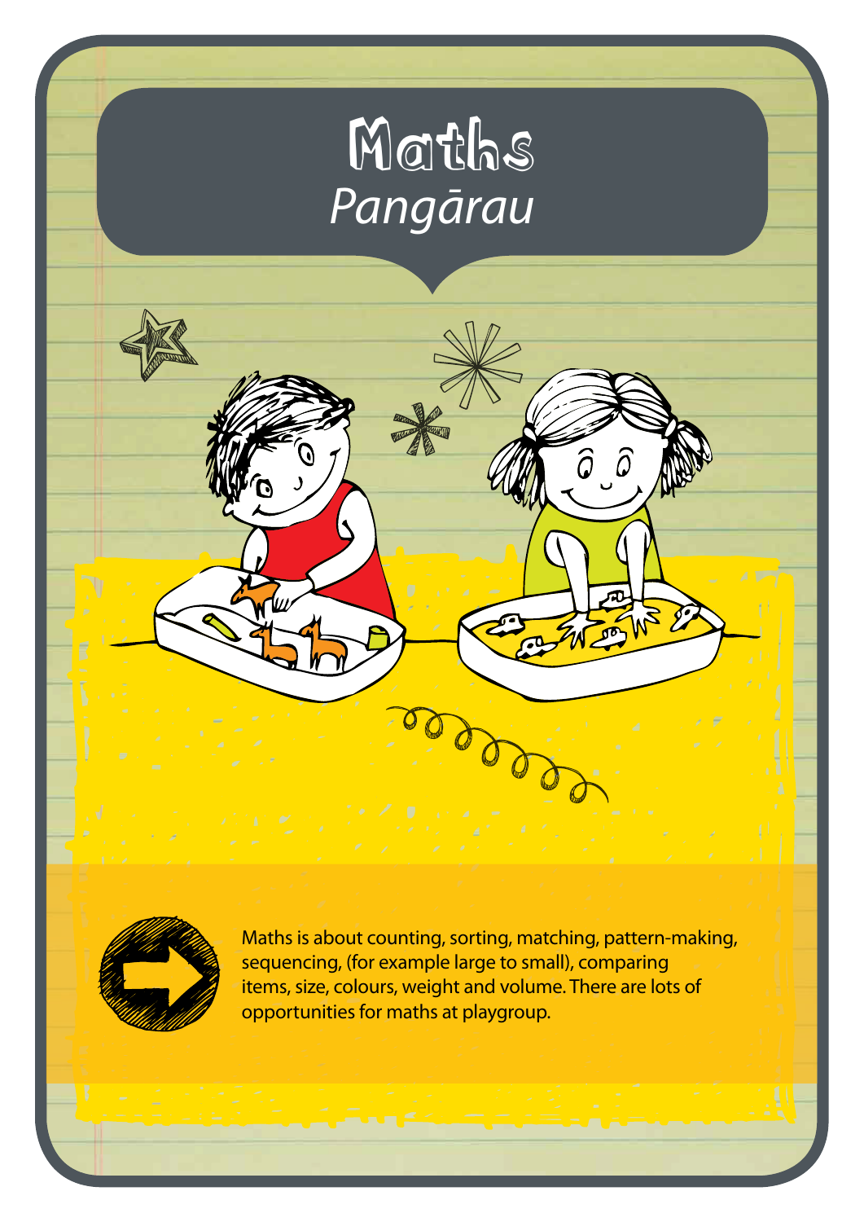# Maths

*Pangārau*

Maths is about counting, sorting, matching, pattern-making, sequencing, (for example large to small), comparing items, size, colours, weight and volume. There are lots of opportunities for maths at playgroup.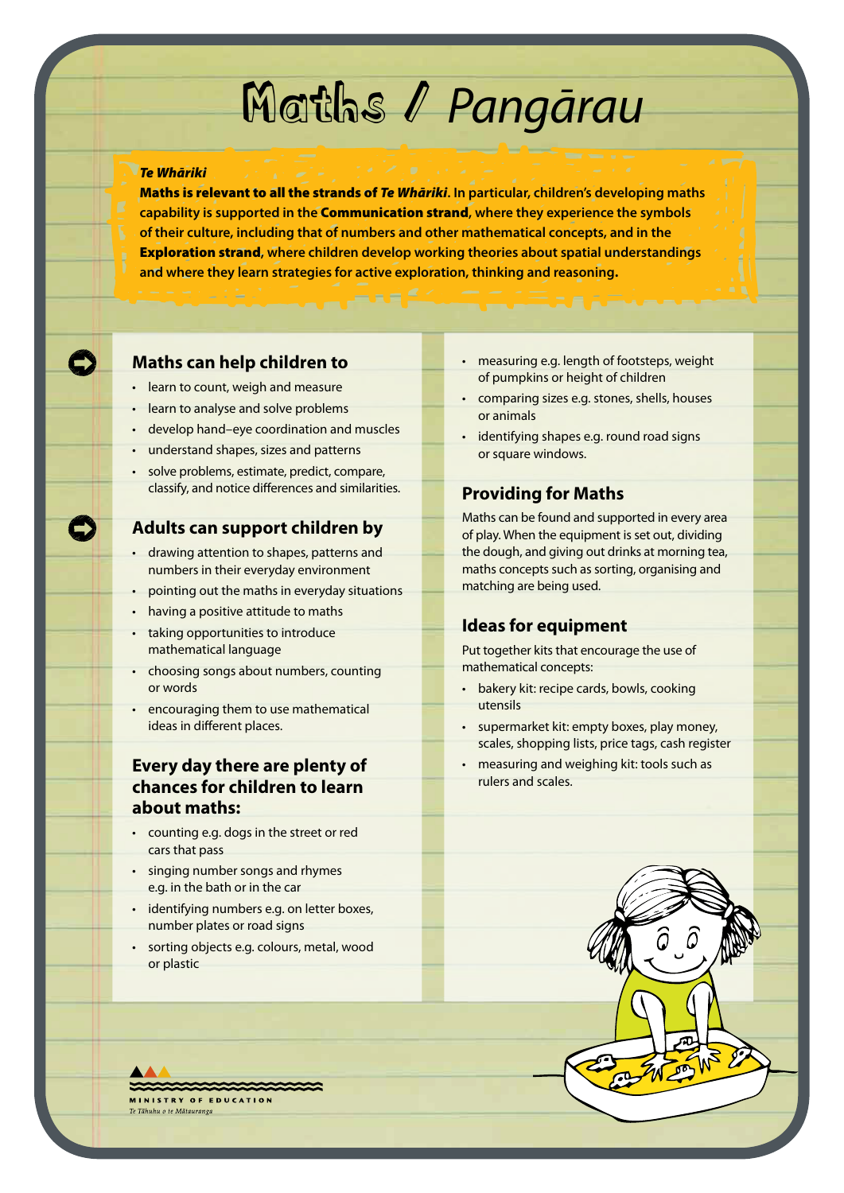# Maths / *Pangārau*

***Te Whāriki***

**Maths is relevant to all the strands of *Te Whāriki*. In particular, children's developing maths capability is supported in the Communication strand, where they experience the symbols of their culture, including that of numbers and other mathematical concepts, and in the Exploration strand, where children develop working theories about spatial understandings and where they learn strategies for active exploration, thinking and reasoning.**

## Maths can help children to

- learn to count, weigh and measure
- learn to analyse and solve problems
- develop hand–eye coordination and muscles
- understand shapes, sizes and patterns
- solve problems, estimate, predict, compare, classify, and notice differences and similarities.

## Adults can support children by

- drawing attention to shapes, patterns and numbers in their everyday environment
- pointing out the maths in everyday situations
- having a positive attitude to maths
- taking opportunities to introduce mathematical language
- choosing songs about numbers, counting or words
- encouraging them to use mathematical ideas in different places.

## Every day there are plenty of chances for children to learn about maths:

- counting e.g. dogs in the street or red cars that pass
- singing number songs and rhymes e.g. in the bath or in the car
- identifying numbers e.g. on letter boxes, number plates or road signs
- sorting objects e.g. colours, metal, wood or plastic
- measuring e.g. length of footsteps, weight of pumpkins or height of children
- comparing sizes e.g. stones, shells, houses or animals
- identifying shapes e.g. round road signs or square windows.

## Providing for Maths

Maths can be found and supported in every area of play. When the equipment is set out, dividing the dough, and giving out drinks at morning tea, maths concepts such as sorting, organising and matching are being used.

## Ideas for equipment

Put together kits that encourage the use of mathematical concepts:

- bakery kit: recipe cards, bowls, cooking utensils
- supermarket kit: empty boxes, play money, scales, shopping lists, price tags, cash register
- measuring and weighing kit: tools such as rulers and scales.

MINISTRY OF EDUCATION
*Te Tāhuhu o te Mātauranga*